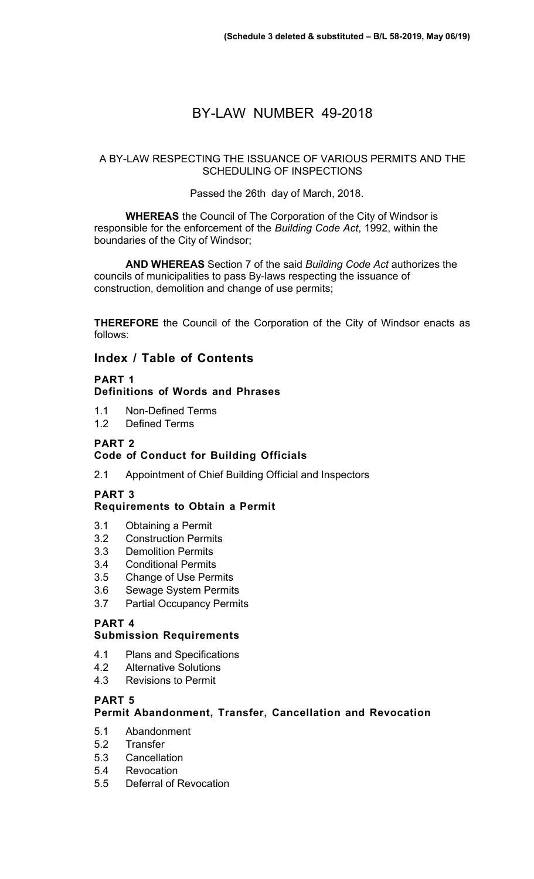**(Schedule 3 deleted & substituted – B/L 58-2019, May 06/19)**

# BY-LAW NUMBER 49-2018

A BY-LAW RESPECTING THE ISSUANCE OF VARIOUS PERMITS AND THE SCHEDULING OF INSPECTIONS

Passed the 26th day of March, 2018.

**WHEREAS** the Council of The Corporation of the City of Windsor is responsible for the enforcement of the *Building Code Act*, 1992, within the boundaries of the City of Windsor;

**AND WHEREAS** Section 7 of the said *Building Code Act* authorizes the councils of municipalities to pass By-laws respecting the issuance of construction, demolition and change of use permits;

**THEREFORE** the Council of the Corporation of the City of Windsor enacts as follows:

## Index / Table of Contents

### PART 1
### Definitions of Words and Phrases

- 1.1 Non-Defined Terms
- 1.2 Defined Terms

### PART 2
### Code of Conduct for Building Officials

- 2.1 Appointment of Chief Building Official and Inspectors

### PART 3
### Requirements to Obtain a Permit

- 3.1 Obtaining a Permit
- 3.2 Construction Permits
- 3.3 Demolition Permits
- 3.4 Conditional Permits
- 3.5 Change of Use Permits
- 3.6 Sewage System Permits
- 3.7 Partial Occupancy Permits

### PART 4
### Submission Requirements

- 4.1 Plans and Specifications
- 4.2 Alternative Solutions
- 4.3 Revisions to Permit

### PART 5
### Permit Abandonment, Transfer, Cancellation and Revocation

- 5.1 Abandonment
- 5.2 Transfer
- 5.3 Cancellation
- 5.4 Revocation
- 5.5 Deferral of Revocation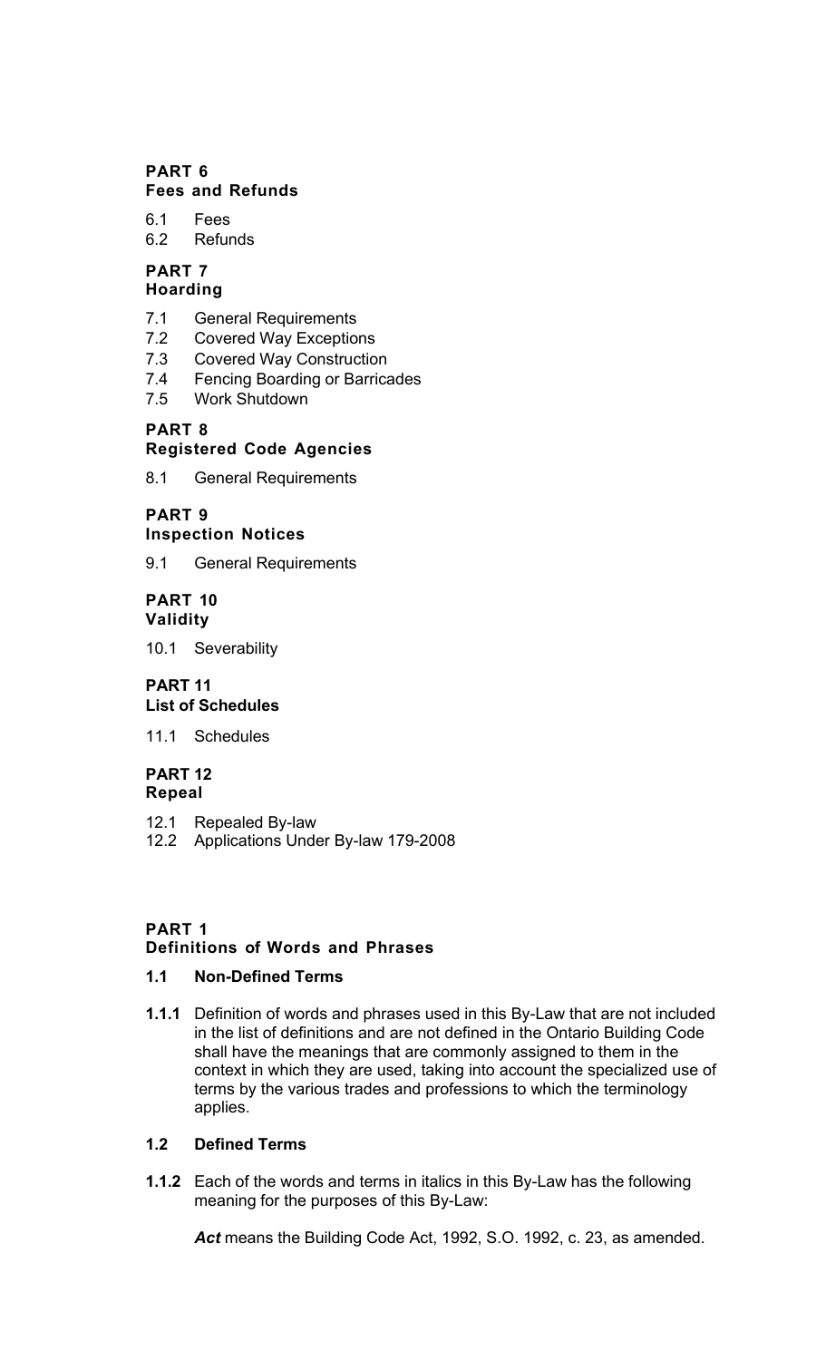**PART 6**
**Fees and Refunds**

6.1 Fees
6.2 Refunds

**PART 7**
**Hoarding**

7.1 General Requirements
7.2 Covered Way Exceptions
7.3 Covered Way Construction
7.4 Fencing Boarding or Barricades
7.5 Work Shutdown

**PART 8**
**Registered Code Agencies**

8.1 General Requirements

**PART 9**
**Inspection Notices**

9.1 General Requirements

**PART 10**
**Validity**

10.1 Severability

**PART 11**
**List of Schedules**

11.1 Schedules

**PART 12**
**Repeal**

12.1 Repealed By-law
12.2 Applications Under By-law 179-2008

## PART 1
## Definitions of Words and Phrases

### 1.1 Non-Defined Terms

**1.1.1** Definition of words and phrases used in this By-Law that are not included in the list of definitions and are not defined in the Ontario Building Code shall have the meanings that are commonly assigned to them in the context in which they are used, taking into account the specialized use of terms by the various trades and professions to which the terminology applies.

### 1.2 Defined Terms

**1.1.2** Each of the words and terms in italics in this By-Law has the following meaning for the purposes of this By-Law:

***Act*** means the Building Code Act, 1992, S.O. 1992, c. 23, as amended.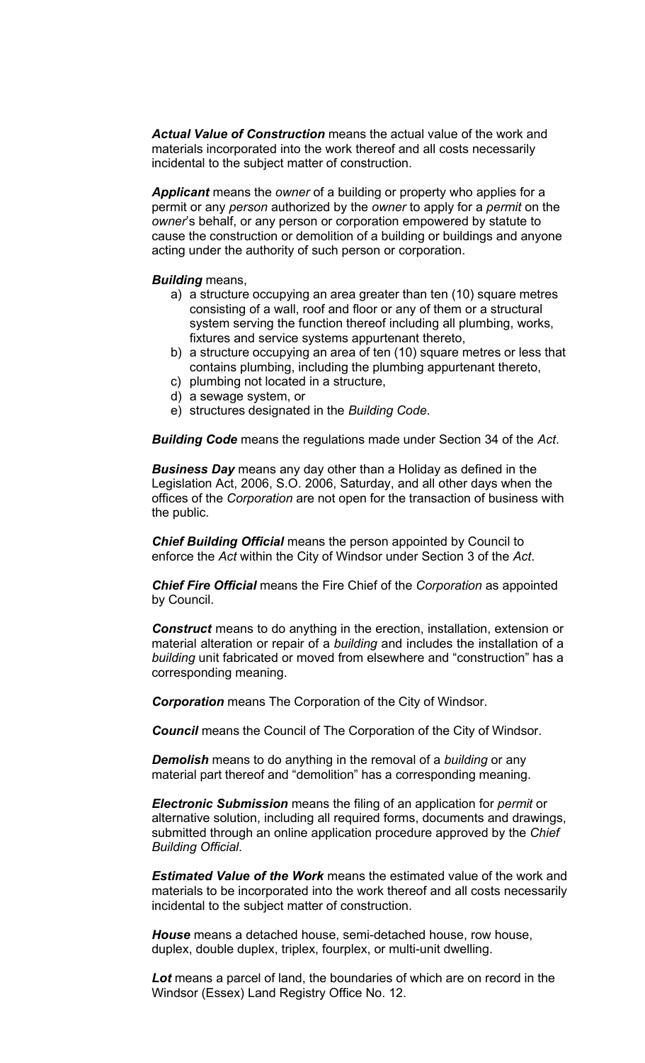***Actual Value of Construction*** means the actual value of the work and materials incorporated into the work thereof and all costs necessarily incidental to the subject matter of construction.

***Applicant*** means the *owner* of a building or property who applies for a permit or any *person* authorized by the *owner* to apply for a *permit* on the *owner*'s behalf, or any person or corporation empowered by statute to cause the construction or demolition of a building or buildings and anyone acting under the authority of such person or corporation.

***Building*** means,

a) a structure occupying an area greater than ten (10) square metres consisting of a wall, roof and floor or any of them or a structural system serving the function thereof including all plumbing, works, fixtures and service systems appurtenant thereto,
b) a structure occupying an area of ten (10) square metres or less that contains plumbing, including the plumbing appurtenant thereto,
c) plumbing not located in a structure,
d) a sewage system, or
e) structures designated in the *Building Code*.

***Building Code*** means the regulations made under Section 34 of the *Act*.

***Business Day*** means any day other than a Holiday as defined in the Legislation Act, 2006, S.O. 2006, Saturday, and all other days when the offices of the *Corporation* are not open for the transaction of business with the public.

***Chief Building Official*** means the person appointed by Council to enforce the *Act* within the City of Windsor under Section 3 of the *Act*.

***Chief Fire Official*** means the Fire Chief of the *Corporation* as appointed by Council.

***Construct*** means to do anything in the erection, installation, extension or material alteration or repair of a *building* and includes the installation of a *building* unit fabricated or moved from elsewhere and "construction" has a corresponding meaning.

***Corporation*** means The Corporation of the City of Windsor.

***Council*** means the Council of The Corporation of the City of Windsor.

***Demolish*** means to do anything in the removal of a *building* or any material part thereof and "demolition" has a corresponding meaning.

***Electronic Submission*** means the filing of an application for *permit* or alternative solution, including all required forms, documents and drawings, submitted through an online application procedure approved by the *Chief Building Official*.

***Estimated Value of the Work*** means the estimated value of the work and materials to be incorporated into the work thereof and all costs necessarily incidental to the subject matter of construction.

***House*** means a detached house, semi-detached house, row house, duplex, double duplex, triplex, fourplex, or multi-unit dwelling.

***Lot*** means a parcel of land, the boundaries of which are on record in the Windsor (Essex) Land Registry Office No. 12.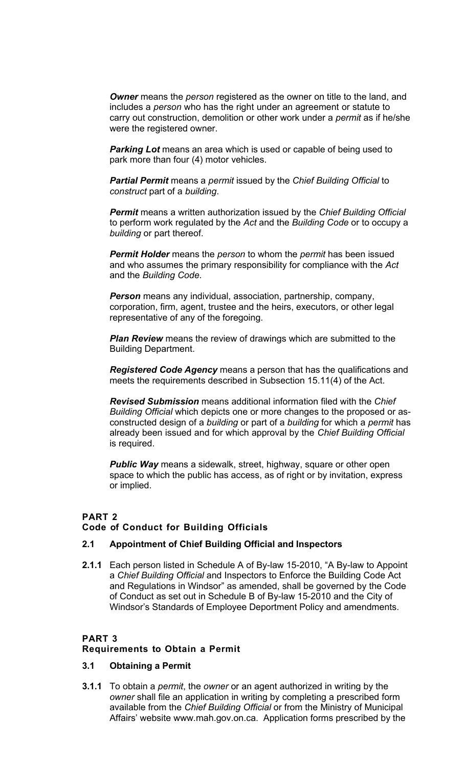***Owner*** means the *person* registered as the owner on title to the land, and includes a *person* who has the right under an agreement or statute to carry out construction, demolition or other work under a *permit* as if he/she were the registered owner.

***Parking Lot*** means an area which is used or capable of being used to park more than four (4) motor vehicles.

***Partial Permit*** means a *permit* issued by the *Chief Building Official* to *construct* part of a *building*.

***Permit*** means a written authorization issued by the *Chief Building Official* to perform work regulated by the *Act* and the *Building Code* or to occupy a *building* or part thereof.

***Permit Holder*** means the *person* to whom the *permit* has been issued and who assumes the primary responsibility for compliance with the *Act* and the *Building Code*.

***Person*** means any individual, association, partnership, company, corporation, firm, agent, trustee and the heirs, executors, or other legal representative of any of the foregoing.

***Plan Review*** means the review of drawings which are submitted to the Building Department.

***Registered Code Agency*** means a person that has the qualifications and meets the requirements described in Subsection 15.11(4) of the Act.

***Revised Submission*** means additional information filed with the *Chief Building Official* which depicts one or more changes to the proposed or as-constructed design of a *building* or part of a *building* for which a *permit* has already been issued and for which approval by the *Chief Building Official* is required.

***Public Way*** means a sidewalk, street, highway, square or other open space to which the public has access, as of right or by invitation, express or implied.

## PART 2
## Code of Conduct for Building Officials

### 2.1 Appointment of Chief Building Official and Inspectors

**2.1.1** Each person listed in Schedule A of By-law 15-2010, "A By-law to Appoint a *Chief Building Official* and Inspectors to Enforce the Building Code Act and Regulations in Windsor" as amended, shall be governed by the Code of Conduct as set out in Schedule B of By-law 15-2010 and the City of Windsor's Standards of Employee Deportment Policy and amendments.

## PART 3
## Requirements to Obtain a Permit

### 3.1 Obtaining a Permit

**3.1.1** To obtain a *permit*, the *owner* or an agent authorized in writing by the *owner* shall file an application in writing by completing a prescribed form available from the *Chief Building Official* or from the Ministry of Municipal Affairs' website www.mah.gov.on.ca. Application forms prescribed by the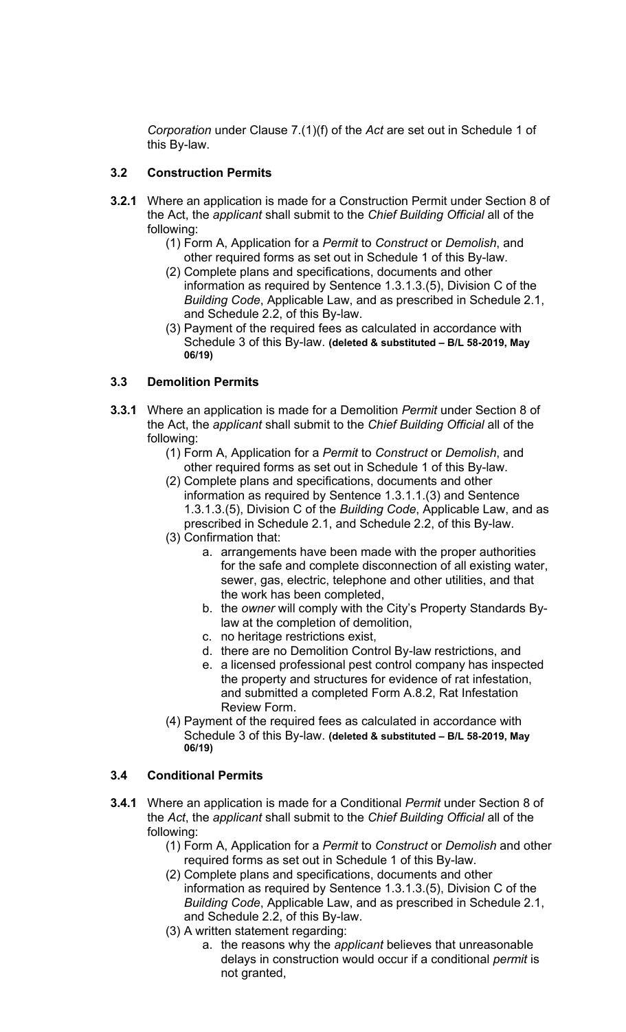*Corporation* under Clause 7.(1)(f) of the *Act* are set out in Schedule 1 of this By-law.

## 3.2 Construction Permits

**3.2.1** Where an application is made for a Construction Permit under Section 8 of the Act, the *applicant* shall submit to the *Chief Building Official* all of the following:

(1) Form A, Application for a *Permit* to *Construct* or *Demolish*, and other required forms as set out in Schedule 1 of this By-law.

(2) Complete plans and specifications, documents and other information as required by Sentence 1.3.1.3.(5), Division C of the *Building Code*, Applicable Law, and as prescribed in Schedule 2.1, and Schedule 2.2, of this By-law.

(3) Payment of the required fees as calculated in accordance with Schedule 3 of this By-law. **(deleted & substituted – B/L 58-2019, May 06/19)**

## 3.3 Demolition Permits

**3.3.1** Where an application is made for a Demolition *Permit* under Section 8 of the Act, the *applicant* shall submit to the *Chief Building Official* all of the following:

(1) Form A, Application for a *Permit* to *Construct* or *Demolish*, and other required forms as set out in Schedule 1 of this By-law.

(2) Complete plans and specifications, documents and other information as required by Sentence 1.3.1.1.(3) and Sentence 1.3.1.3.(5), Division C of the *Building Code*, Applicable Law, and as prescribed in Schedule 2.1, and Schedule 2.2, of this By-law.

(3) Confirmation that:

a. arrangements have been made with the proper authorities for the safe and complete disconnection of all existing water, sewer, gas, electric, telephone and other utilities, and that the work has been completed,

b. the *owner* will comply with the City's Property Standards By-law at the completion of demolition,

c. no heritage restrictions exist,

d. there are no Demolition Control By-law restrictions, and

e. a licensed professional pest control company has inspected the property and structures for evidence of rat infestation, and submitted a completed Form A.8.2, Rat Infestation Review Form.

(4) Payment of the required fees as calculated in accordance with Schedule 3 of this By-law. **(deleted & substituted – B/L 58-2019, May 06/19)**

## 3.4 Conditional Permits

**3.4.1** Where an application is made for a Conditional *Permit* under Section 8 of the *Act*, the *applicant* shall submit to the *Chief Building Official* all of the following:

(1) Form A, Application for a *Permit* to *Construct* or *Demolish* and other required forms as set out in Schedule 1 of this By-law.

(2) Complete plans and specifications, documents and other information as required by Sentence 1.3.1.3.(5), Division C of the *Building Code*, Applicable Law, and as prescribed in Schedule 2.1, and Schedule 2.2, of this By-law.

(3) A written statement regarding:

a. the reasons why the *applicant* believes that unreasonable delays in construction would occur if a conditional *permit* is not granted,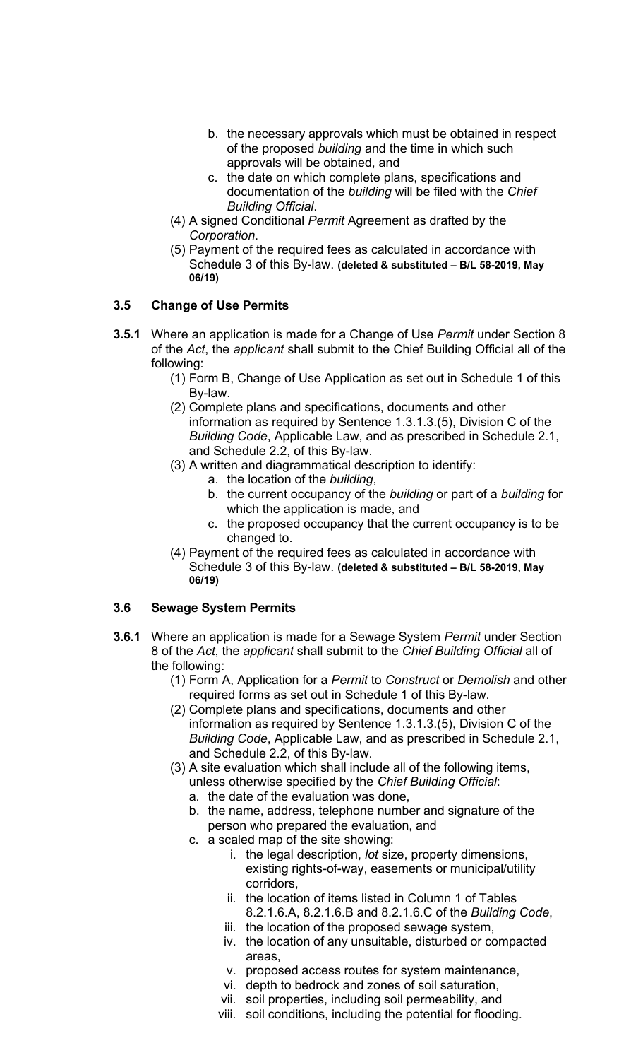b. the necessary approvals which must be obtained in respect of the proposed *building* and the time in which such approvals will be obtained, and
c. the date on which complete plans, specifications and documentation of the *building* will be filed with the *Chief Building Official*.

(4) A signed Conditional *Permit* Agreement as drafted by the *Corporation*.

(5) Payment of the required fees as calculated in accordance with Schedule 3 of this By-law. **(deleted & substituted – B/L 58-2019, May 06/19)**

### 3.5 Change of Use Permits

**3.5.1** Where an application is made for a Change of Use *Permit* under Section 8 of the *Act*, the *applicant* shall submit to the Chief Building Official all of the following:

(1) Form B, Change of Use Application as set out in Schedule 1 of this By-law.

(2) Complete plans and specifications, documents and other information as required by Sentence 1.3.1.3.(5), Division C of the *Building Code*, Applicable Law, and as prescribed in Schedule 2.1, and Schedule 2.2, of this By-law.

(3) A written and diagrammatical description to identify:

a. the location of the *building*,
b. the current occupancy of the *building* or part of a *building* for which the application is made, and
c. the proposed occupancy that the current occupancy is to be changed to.

(4) Payment of the required fees as calculated in accordance with Schedule 3 of this By-law. **(deleted & substituted – B/L 58-2019, May 06/19)**

### 3.6 Sewage System Permits

**3.6.1** Where an application is made for a Sewage System *Permit* under Section 8 of the *Act*, the *applicant* shall submit to the *Chief Building Official* all of the following:

(1) Form A, Application for a *Permit* to *Construct* or *Demolish* and other required forms as set out in Schedule 1 of this By-law.

(2) Complete plans and specifications, documents and other information as required by Sentence 1.3.1.3.(5), Division C of the *Building Code*, Applicable Law, and as prescribed in Schedule 2.1, and Schedule 2.2, of this By-law.

(3) A site evaluation which shall include all of the following items, unless otherwise specified by the *Chief Building Official*:

a. the date of the evaluation was done,
b. the name, address, telephone number and signature of the person who prepared the evaluation, and
c. a scaled map of the site showing:
   i. the legal description, *lot* size, property dimensions, existing rights-of-way, easements or municipal/utility corridors,
   ii. the location of items listed in Column 1 of Tables 8.2.1.6.A, 8.2.1.6.B and 8.2.1.6.C of the *Building Code*,
   iii. the location of the proposed sewage system,
   iv. the location of any unsuitable, disturbed or compacted areas,
   v. proposed access routes for system maintenance,
   vi. depth to bedrock and zones of soil saturation,
   vii. soil properties, including soil permeability, and
   viii. soil conditions, including the potential for flooding.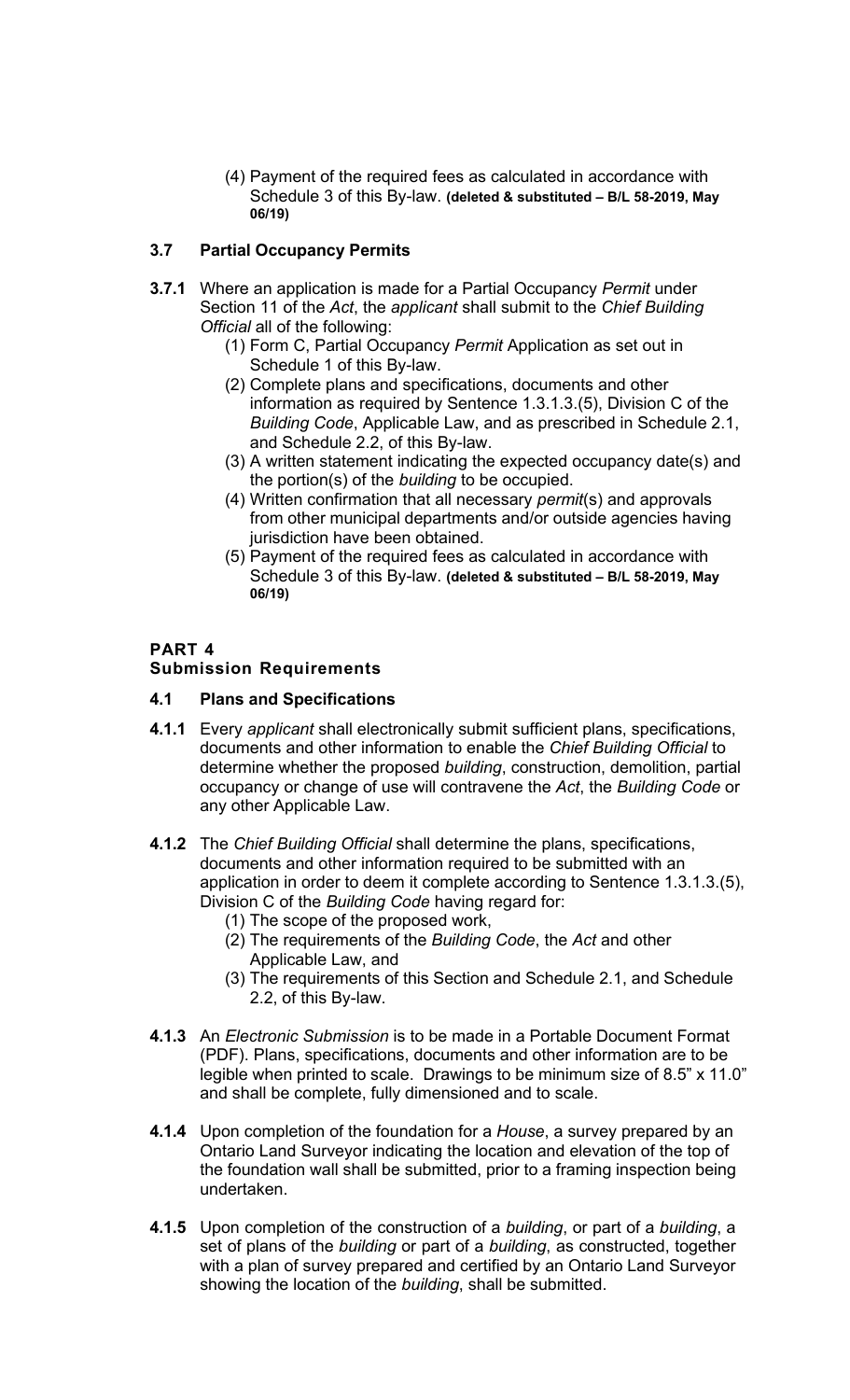(4) Payment of the required fees as calculated in accordance with Schedule 3 of this By-law. **(deleted & substituted – B/L 58-2019, May 06/19)**

### 3.7 Partial Occupancy Permits

**3.7.1** Where an application is made for a Partial Occupancy *Permit* under Section 11 of the *Act*, the *applicant* shall submit to the *Chief Building Official* all of the following:

(1) Form C, Partial Occupancy *Permit* Application as set out in Schedule 1 of this By-law.

(2) Complete plans and specifications, documents and other information as required by Sentence 1.3.1.3.(5), Division C of the *Building Code*, Applicable Law, and as prescribed in Schedule 2.1, and Schedule 2.2, of this By-law.

(3) A written statement indicating the expected occupancy date(s) and the portion(s) of the *building* to be occupied.

(4) Written confirmation that all necessary *permit*(s) and approvals from other municipal departments and/or outside agencies having jurisdiction have been obtained.

(5) Payment of the required fees as calculated in accordance with Schedule 3 of this By-law. **(deleted & substituted – B/L 58-2019, May 06/19)**

## PART 4
## Submission Requirements

### 4.1 Plans and Specifications

**4.1.1** Every *applicant* shall electronically submit sufficient plans, specifications, documents and other information to enable the *Chief Building Official* to determine whether the proposed *building*, construction, demolition, partial occupancy or change of use will contravene the *Act*, the *Building Code* or any other Applicable Law.

**4.1.2** The *Chief Building Official* shall determine the plans, specifications, documents and other information required to be submitted with an application in order to deem it complete according to Sentence 1.3.1.3.(5), Division C of the *Building Code* having regard for:

(1) The scope of the proposed work,

(2) The requirements of the *Building Code*, the *Act* and other Applicable Law, and

(3) The requirements of this Section and Schedule 2.1, and Schedule 2.2, of this By-law.

**4.1.3** An *Electronic Submission* is to be made in a Portable Document Format (PDF). Plans, specifications, documents and other information are to be legible when printed to scale. Drawings to be minimum size of 8.5" x 11.0" and shall be complete, fully dimensioned and to scale.

**4.1.4** Upon completion of the foundation for a *House*, a survey prepared by an Ontario Land Surveyor indicating the location and elevation of the top of the foundation wall shall be submitted, prior to a framing inspection being undertaken.

**4.1.5** Upon completion of the construction of a *building*, or part of a *building*, a set of plans of the *building* or part of a *building*, as constructed, together with a plan of survey prepared and certified by an Ontario Land Surveyor showing the location of the *building*, shall be submitted.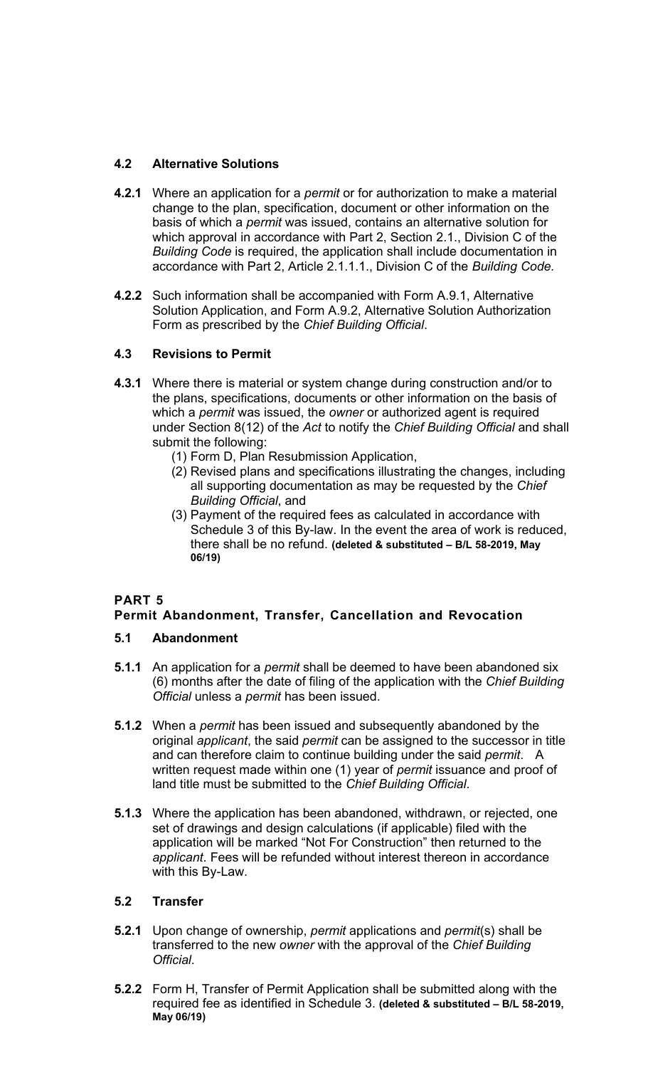### 4.2 Alternative Solutions

**4.2.1** Where an application for a *permit* or for authorization to make a material change to the plan, specification, document or other information on the basis of which a *permit* was issued, contains an alternative solution for which approval in accordance with Part 2, Section 2.1., Division C of the *Building Code* is required, the application shall include documentation in accordance with Part 2, Article 2.1.1.1., Division C of the *Building Code.*

**4.2.2** Such information shall be accompanied with Form A.9.1, Alternative Solution Application, and Form A.9.2, Alternative Solution Authorization Form as prescribed by the *Chief Building Official*.

### 4.3 Revisions to Permit

**4.3.1** Where there is material or system change during construction and/or to the plans, specifications, documents or other information on the basis of which a *permit* was issued, the *owner* or authorized agent is required under Section 8(12) of the *Act* to notify the *Chief Building Official* and shall submit the following:

(1) Form D, Plan Resubmission Application,

(2) Revised plans and specifications illustrating the changes, including all supporting documentation as may be requested by the *Chief Building Official*, and

(3) Payment of the required fees as calculated in accordance with Schedule 3 of this By-law. In the event the area of work is reduced, there shall be no refund. **(deleted & substituted – B/L 58-2019, May 06/19)**

## PART 5
## Permit Abandonment, Transfer, Cancellation and Revocation

### 5.1 Abandonment

**5.1.1** An application for a *permit* shall be deemed to have been abandoned six (6) months after the date of filing of the application with the *Chief Building Official* unless a *permit* has been issued.

**5.1.2** When a *permit* has been issued and subsequently abandoned by the original *applicant*, the said *permit* can be assigned to the successor in title and can therefore claim to continue building under the said *permit*. A written request made within one (1) year of *permit* issuance and proof of land title must be submitted to the *Chief Building Official*.

**5.1.3** Where the application has been abandoned, withdrawn, or rejected, one set of drawings and design calculations (if applicable) filed with the application will be marked "Not For Construction" then returned to the *applicant*. Fees will be refunded without interest thereon in accordance with this By-Law.

### 5.2 Transfer

**5.2.1** Upon change of ownership, *permit* applications and *permit*(s) shall be transferred to the new *owner* with the approval of the *Chief Building Official*.

**5.2.2** Form H, Transfer of Permit Application shall be submitted along with the required fee as identified in Schedule 3. **(deleted & substituted – B/L 58-2019, May 06/19)**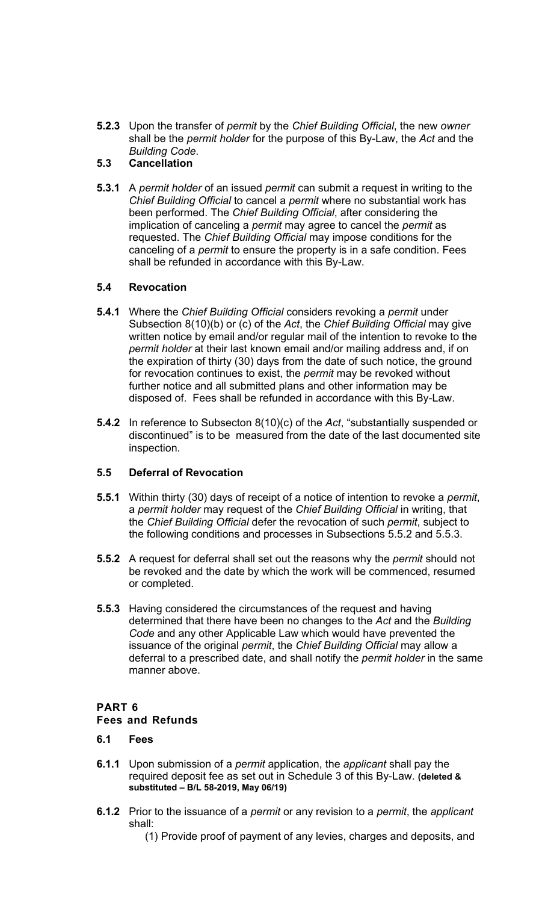**5.2.3** Upon the transfer of *permit* by the *Chief Building Official*, the new *owner* shall be the *permit holder* for the purpose of this By-Law, the *Act* and the *Building Code*.

### 5.3 Cancellation

**5.3.1** A *permit holder* of an issued *permit* can submit a request in writing to the *Chief Building Official* to cancel a *permit* where no substantial work has been performed. The *Chief Building Official*, after considering the implication of canceling a *permit* may agree to cancel the *permit* as requested. The *Chief Building Official* may impose conditions for the canceling of a *permit* to ensure the property is in a safe condition. Fees shall be refunded in accordance with this By-Law.

### 5.4 Revocation

**5.4.1** Where the *Chief Building Official* considers revoking a *permit* under Subsection 8(10)(b) or (c) of the *Act*, the *Chief Building Official* may give written notice by email and/or regular mail of the intention to revoke to the *permit holder* at their last known email and/or mailing address and, if on the expiration of thirty (30) days from the date of such notice, the ground for revocation continues to exist, the *permit* may be revoked without further notice and all submitted plans and other information may be disposed of. Fees shall be refunded in accordance with this By-Law.

**5.4.2** In reference to Subsecton 8(10)(c) of the *Act*, "substantially suspended or discontinued" is to be measured from the date of the last documented site inspection.

### 5.5 Deferral of Revocation

**5.5.1** Within thirty (30) days of receipt of a notice of intention to revoke a *permit*, a *permit holder* may request of the *Chief Building Official* in writing, that the *Chief Building Official* defer the revocation of such *permit*, subject to the following conditions and processes in Subsections 5.5.2 and 5.5.3.

**5.5.2** A request for deferral shall set out the reasons why the *permit* should not be revoked and the date by which the work will be commenced, resumed or completed.

**5.5.3** Having considered the circumstances of the request and having determined that there have been no changes to the *Act* and the *Building Code* and any other Applicable Law which would have prevented the issuance of the original *permit*, the *Chief Building Official* may allow a deferral to a prescribed date, and shall notify the *permit holder* in the same manner above.

## PART 6
## Fees and Refunds

### 6.1 Fees

**6.1.1** Upon submission of a *permit* application, the *applicant* shall pay the required deposit fee as set out in Schedule 3 of this By-Law. **(deleted & substituted – B/L 58-2019, May 06/19)**

**6.1.2** Prior to the issuance of a *permit* or any revision to a *permit*, the *applicant* shall:

(1) Provide proof of payment of any levies, charges and deposits, and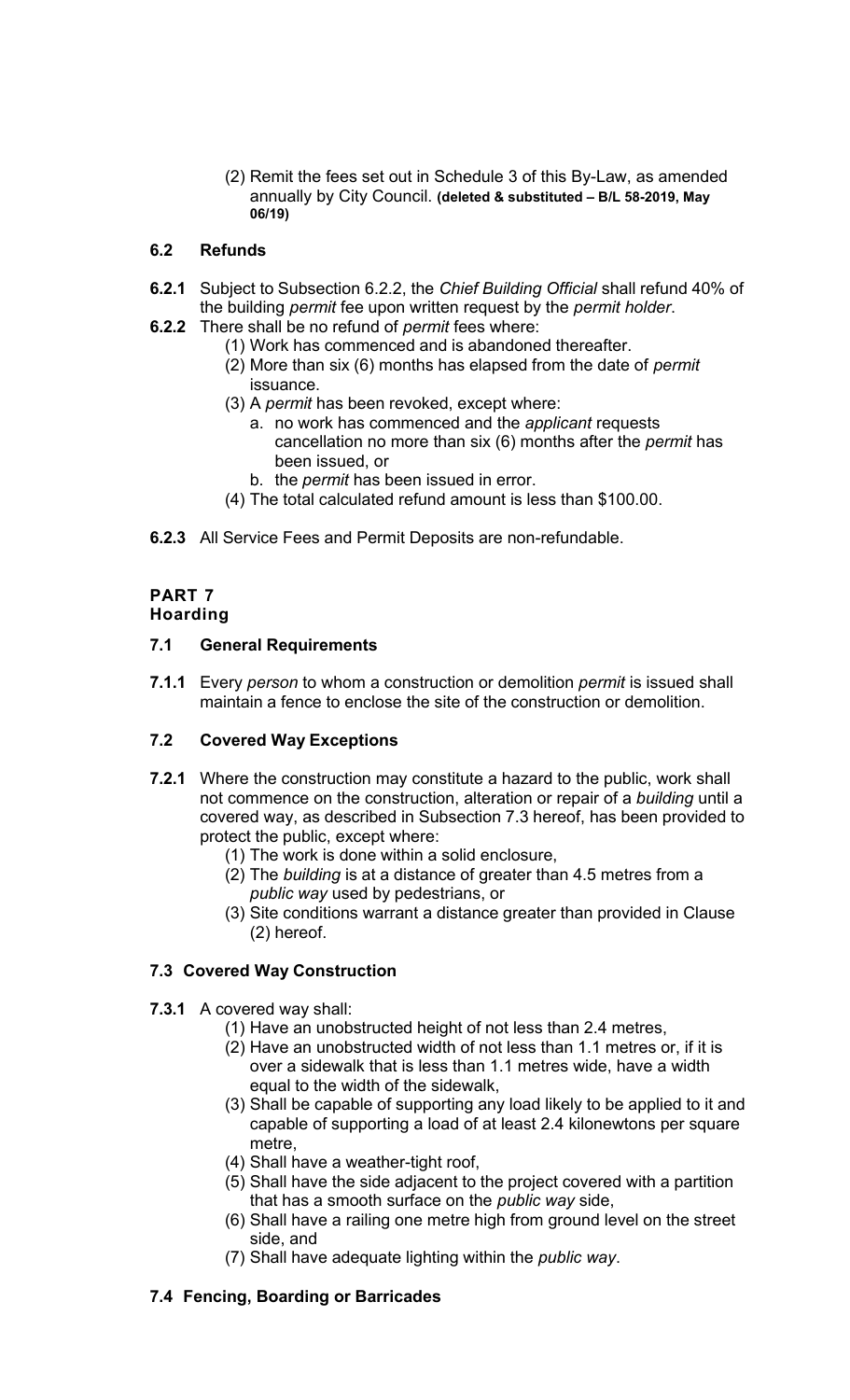(2) Remit the fees set out in Schedule 3 of this By-Law, as amended annually by City Council. **(deleted & substituted – B/L 58-2019, May 06/19)**

### 6.2 Refunds

**6.2.1** Subject to Subsection 6.2.2, the *Chief Building Official* shall refund 40% of the building *permit* fee upon written request by the *permit holder*.

**6.2.2** There shall be no refund of *permit* fees where:

(1) Work has commenced and is abandoned thereafter.
(2) More than six (6) months has elapsed from the date of *permit* issuance.
(3) A *permit* has been revoked, except where:
  a. no work has commenced and the *applicant* requests cancellation no more than six (6) months after the *permit* has been issued, or
  b. the *permit* has been issued in error.
(4) The total calculated refund amount is less than $100.00.

**6.2.3** All Service Fees and Permit Deposits are non-refundable.

## PART 7
## Hoarding

### 7.1 General Requirements

**7.1.1** Every *person* to whom a construction or demolition *permit* is issued shall maintain a fence to enclose the site of the construction or demolition.

### 7.2 Covered Way Exceptions

**7.2.1** Where the construction may constitute a hazard to the public, work shall not commence on the construction, alteration or repair of a *building* until a covered way, as described in Subsection 7.3 hereof, has been provided to protect the public, except where:

(1) The work is done within a solid enclosure,
(2) The *building* is at a distance of greater than 4.5 metres from a *public way* used by pedestrians, or
(3) Site conditions warrant a distance greater than provided in Clause (2) hereof.

### 7.3 Covered Way Construction

**7.3.1** A covered way shall:

(1) Have an unobstructed height of not less than 2.4 metres,
(2) Have an unobstructed width of not less than 1.1 metres or, if it is over a sidewalk that is less than 1.1 metres wide, have a width equal to the width of the sidewalk,
(3) Shall be capable of supporting any load likely to be applied to it and capable of supporting a load of at least 2.4 kilonewtons per square metre,
(4) Shall have a weather-tight roof,
(5) Shall have the side adjacent to the project covered with a partition that has a smooth surface on the *public way* side,
(6) Shall have a railing one metre high from ground level on the street side, and
(7) Shall have adequate lighting within the *public way*.

### 7.4 Fencing, Boarding or Barricades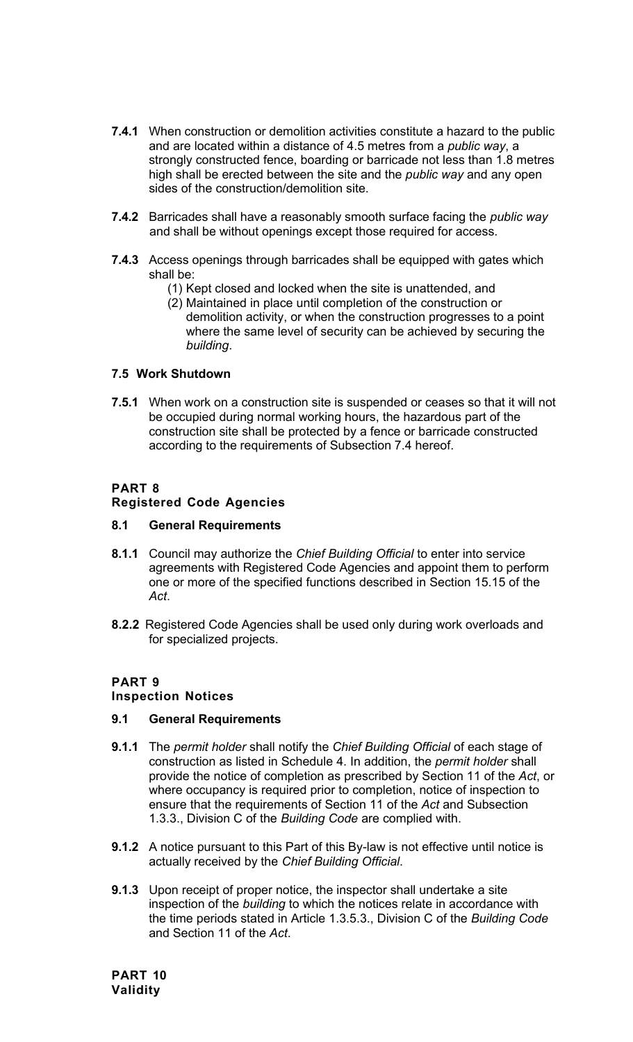**7.4.1** When construction or demolition activities constitute a hazard to the public and are located within a distance of 4.5 metres from a *public way*, a strongly constructed fence, boarding or barricade not less than 1.8 metres high shall be erected between the site and the *public way* and any open sides of the construction/demolition site.

**7.4.2** Barricades shall have a reasonably smooth surface facing the *public way* and shall be without openings except those required for access.

**7.4.3** Access openings through barricades shall be equipped with gates which shall be:

(1) Kept closed and locked when the site is unattended, and
(2) Maintained in place until completion of the construction or demolition activity, or when the construction progresses to a point where the same level of security can be achieved by securing the *building*.

### 7.5 Work Shutdown

**7.5.1** When work on a construction site is suspended or ceases so that it will not be occupied during normal working hours, the hazardous part of the construction site shall be protected by a fence or barricade constructed according to the requirements of Subsection 7.4 hereof.

## PART 8
## Registered Code Agencies

### 8.1 General Requirements

**8.1.1** Council may authorize the *Chief Building Official* to enter into service agreements with Registered Code Agencies and appoint them to perform one or more of the specified functions described in Section 15.15 of the *Act*.

**8.2.2** Registered Code Agencies shall be used only during work overloads and for specialized projects.

## PART 9
## Inspection Notices

### 9.1 General Requirements

**9.1.1** The *permit holder* shall notify the *Chief Building Official* of each stage of construction as listed in Schedule 4. In addition, the *permit holder* shall provide the notice of completion as prescribed by Section 11 of the *Act*, or where occupancy is required prior to completion, notice of inspection to ensure that the requirements of Section 11 of the *Act* and Subsection 1.3.3., Division C of the *Building Code* are complied with.

**9.1.2** A notice pursuant to this Part of this By-law is not effective until notice is actually received by the *Chief Building Official*.

**9.1.3** Upon receipt of proper notice, the inspector shall undertake a site inspection of the *building* to which the notices relate in accordance with the time periods stated in Article 1.3.5.3., Division C of the *Building Code* and Section 11 of the *Act*.

## PART 10
## Validity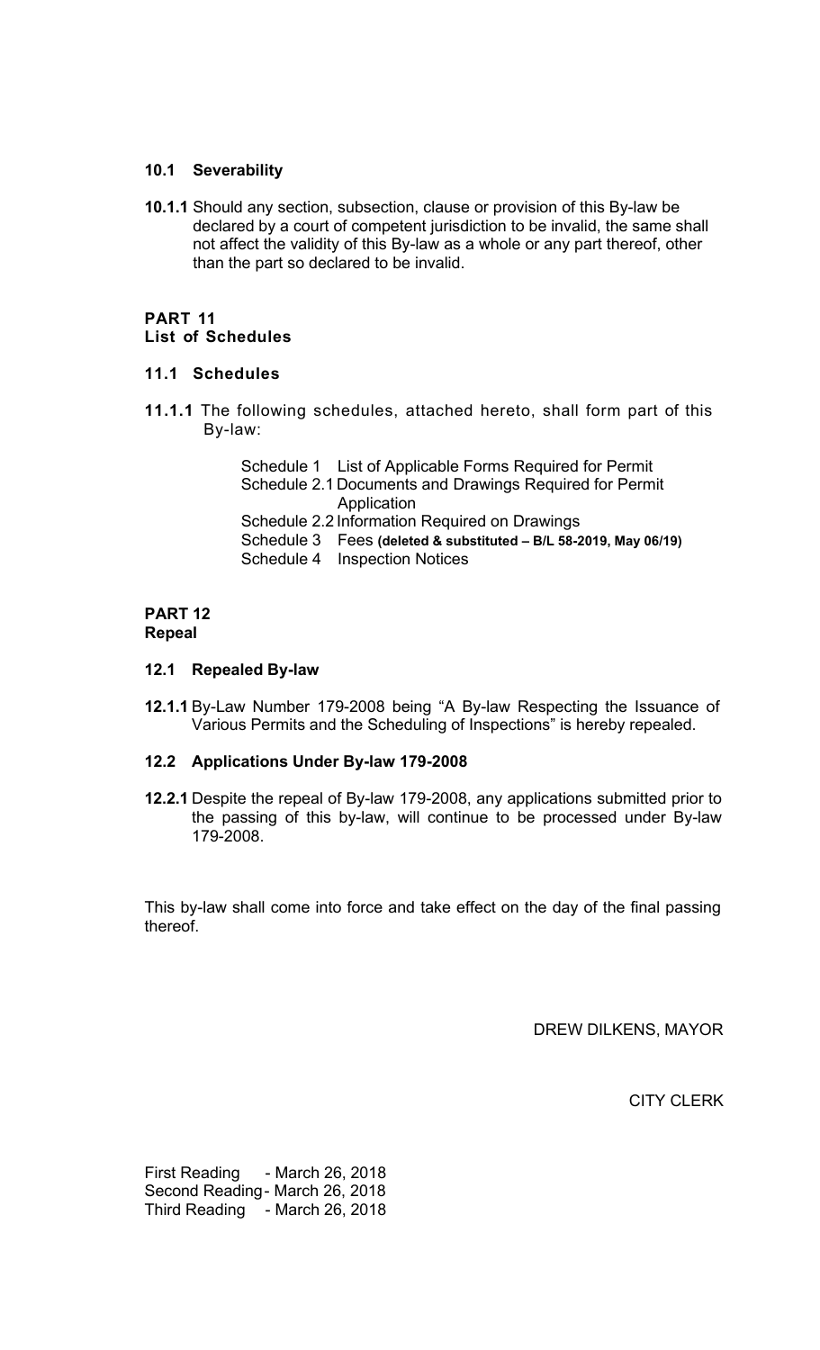### 10.1 Severability

**10.1.1** Should any section, subsection, clause or provision of this By-law be declared by a court of competent jurisdiction to be invalid, the same shall not affect the validity of this By-law as a whole or any part thereof, other than the part so declared to be invalid.

## PART 11
## List of Schedules

### 11.1 Schedules

**11.1.1** The following schedules, attached hereto, shall form part of this By-law:

Schedule 1 List of Applicable Forms Required for Permit
Schedule 2.1 Documents and Drawings Required for Permit Application
Schedule 2.2 Information Required on Drawings
Schedule 3 Fees **(deleted & substituted – B/L 58-2019, May 06/19)**
Schedule 4 Inspection Notices

## PART 12
## Repeal

### 12.1 Repealed By-law

**12.1.1** By-Law Number 179-2008 being "A By-law Respecting the Issuance of Various Permits and the Scheduling of Inspections" is hereby repealed.

### 12.2 Applications Under By-law 179-2008

**12.2.1** Despite the repeal of By-law 179-2008, any applications submitted prior to the passing of this by-law, will continue to be processed under By-law 179-2008.

This by-law shall come into force and take effect on the day of the final passing thereof.

DREW DILKENS, MAYOR

CITY CLERK

First Reading - March 26, 2018
Second Reading - March 26, 2018
Third Reading - March 26, 2018